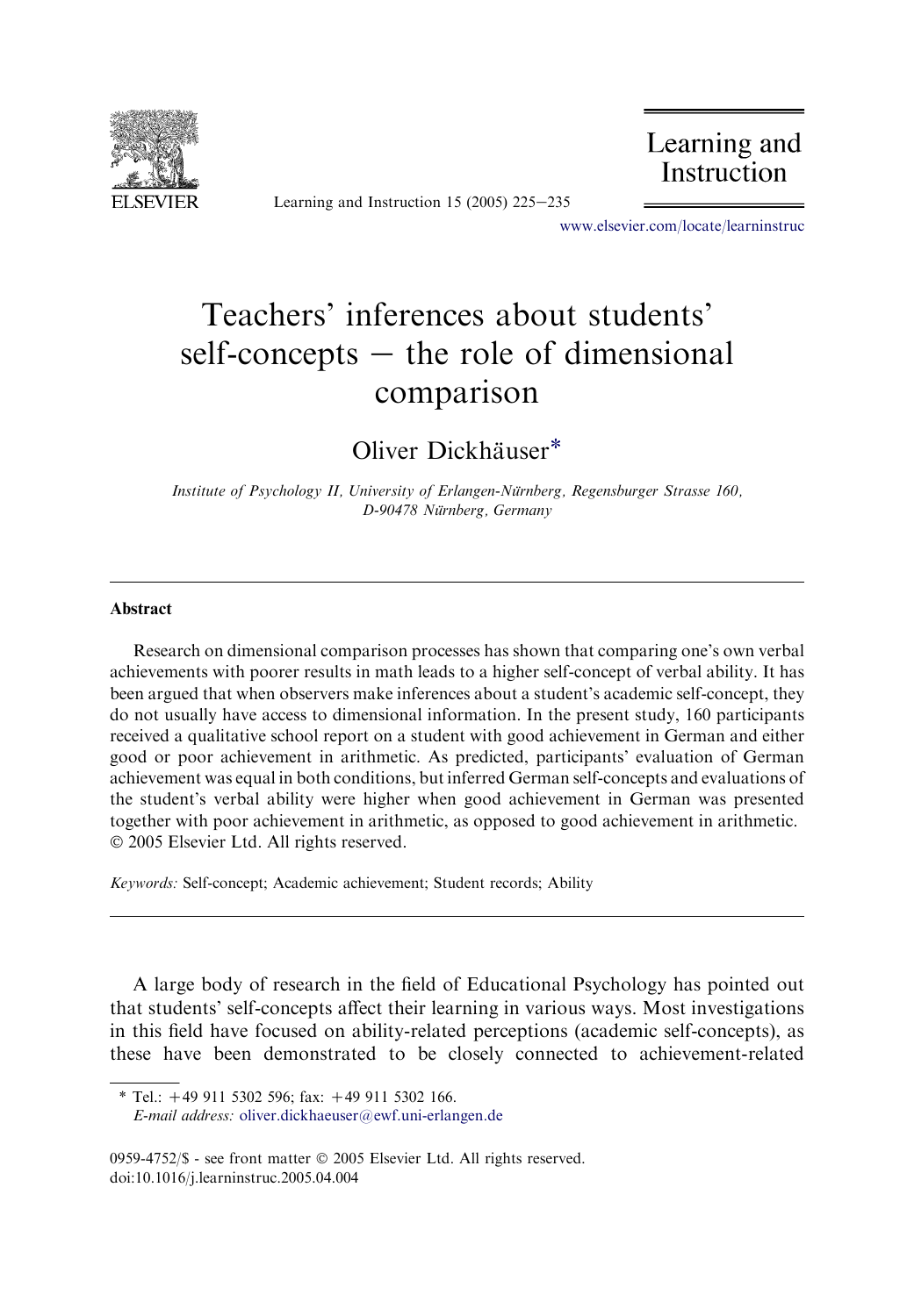# Teachers' inferences about students' self-concepts – the role of dimensional comparison

Oliver Dickhäuser*

*Institute of Psychology II, University of Erlangen-Nürnberg, Regensburger Strasse 160, D-90478 Nürnberg, Germany*

## Abstract

Research on dimensional comparison processes has shown that comparing one's own verbal achievements with poorer results in math leads to a higher self-concept of verbal ability. It has been argued that when observers make inferences about a student's academic self-concept, they do not usually have access to dimensional information. In the present study, 160 participants received a qualitative school report on a student with good achievement in German and either good or poor achievement in arithmetic. As predicted, participants' evaluation of German achievement was equal in both conditions, but inferred German self-concepts and evaluations of the student's verbal ability were higher when good achievement in German was presented together with poor achievement in arithmetic, as opposed to good achievement in arithmetic.
© 2005 Elsevier Ltd. All rights reserved.

*Keywords:* Self-concept; Academic achievement; Student records; Ability

A large body of research in the field of Educational Psychology has pointed out that students' self-concepts affect their learning in various ways. Most investigations in this field have focused on ability-related perceptions (academic self-concepts), as these have been demonstrated to be closely connected to achievement-related

\* Tel.: +49 911 5302 596; fax: +49 911 5302 166.
*E-mail address:* oliver.dickhaeuser@ewf.uni-erlangen.de

0959-4752/$ - see front matter © 2005 Elsevier Ltd. All rights reserved.
doi:10.1016/j.learninstruc.2005.04.004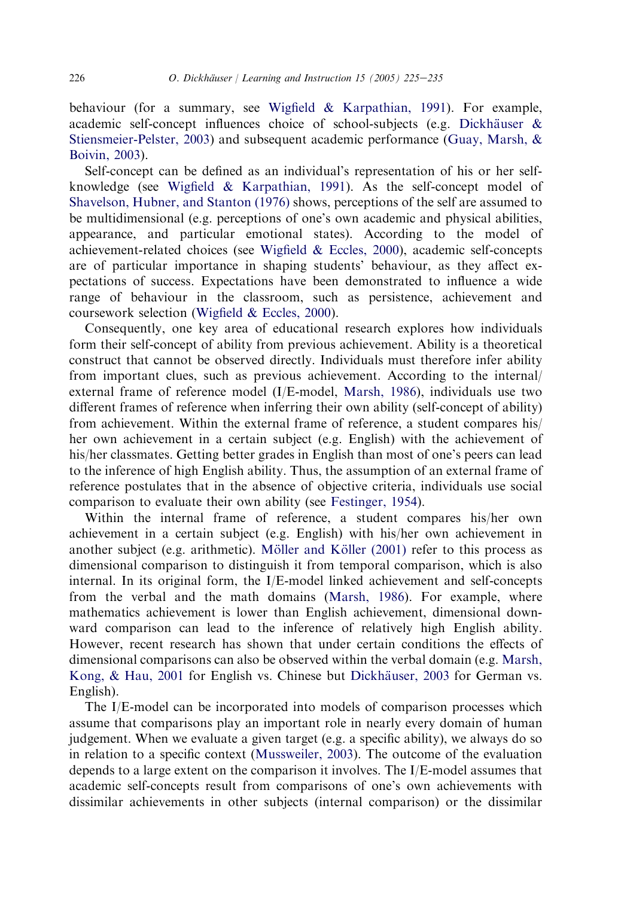behaviour (for a summary, see Wigfield & Karpathian, 1991). For example, academic self-concept influences choice of school-subjects (e.g. Dickhäuser & Stiensmeier-Pelster, 2003) and subsequent academic performance (Guay, Marsh, & Boivin, 2003).

Self-concept can be defined as an individual's representation of his or her self-knowledge (see Wigfield & Karpathian, 1991). As the self-concept model of Shavelson, Hubner, and Stanton (1976) shows, perceptions of the self are assumed to be multidimensional (e.g. perceptions of one's own academic and physical abilities, appearance, and particular emotional states). According to the model of achievement-related choices (see Wigfield & Eccles, 2000), academic self-concepts are of particular importance in shaping students' behaviour, as they affect expectations of success. Expectations have been demonstrated to influence a wide range of behaviour in the classroom, such as persistence, achievement and coursework selection (Wigfield & Eccles, 2000).

Consequently, one key area of educational research explores how individuals form their self-concept of ability from previous achievement. Ability is a theoretical construct that cannot be observed directly. Individuals must therefore infer ability from important clues, such as previous achievement. According to the internal/external frame of reference model (I/E-model, Marsh, 1986), individuals use two different frames of reference when inferring their own ability (self-concept of ability) from achievement. Within the external frame of reference, a student compares his/her own achievement in a certain subject (e.g. English) with the achievement of his/her classmates. Getting better grades in English than most of one's peers can lead to the inference of high English ability. Thus, the assumption of an external frame of reference postulates that in the absence of objective criteria, individuals use social comparison to evaluate their own ability (see Festinger, 1954).

Within the internal frame of reference, a student compares his/her own achievement in a certain subject (e.g. English) with his/her own achievement in another subject (e.g. arithmetic). Möller and Köller (2001) refer to this process as dimensional comparison to distinguish it from temporal comparison, which is also internal. In its original form, the I/E-model linked achievement and self-concepts from the verbal and the math domains (Marsh, 1986). For example, where mathematics achievement is lower than English achievement, dimensional downward comparison can lead to the inference of relatively high English ability. However, recent research has shown that under certain conditions the effects of dimensional comparisons can also be observed within the verbal domain (e.g. Marsh, Kong, & Hau, 2001 for English vs. Chinese but Dickhäuser, 2003 for German vs. English).

The I/E-model can be incorporated into models of comparison processes which assume that comparisons play an important role in nearly every domain of human judgement. When we evaluate a given target (e.g. a specific ability), we always do so in relation to a specific context (Mussweiler, 2003). The outcome of the evaluation depends to a large extent on the comparison it involves. The I/E-model assumes that academic self-concepts result from comparisons of one's own achievements with dissimilar achievements in other subjects (internal comparison) or the dissimilar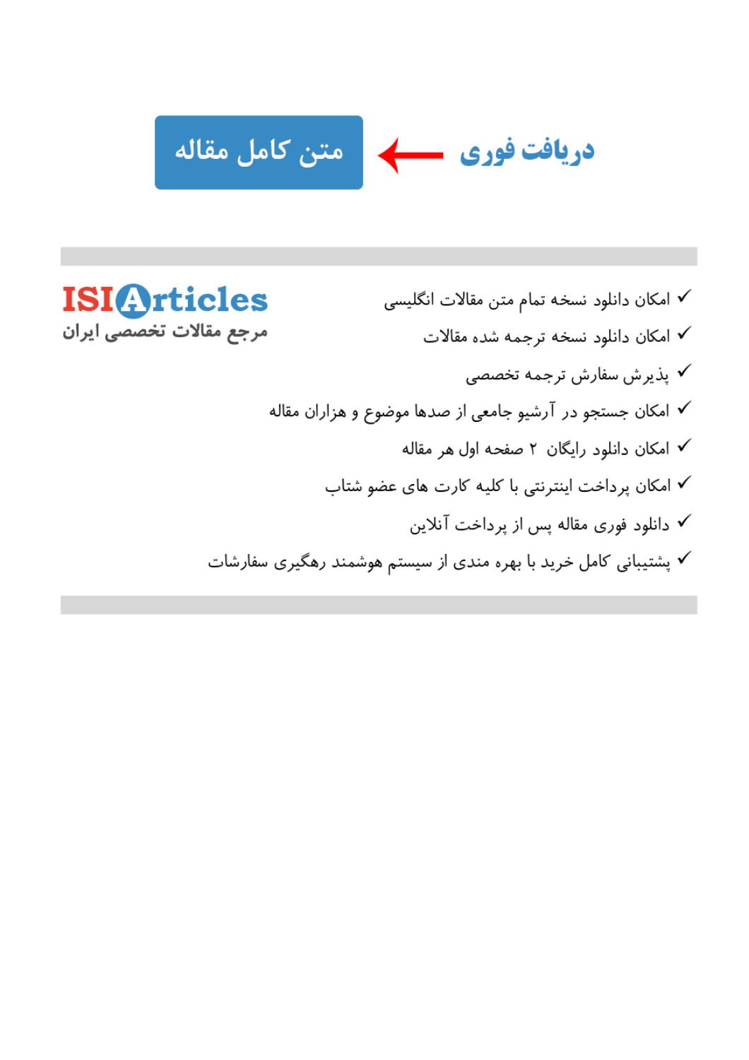**متن کامل مقاله** ← **دریافت فوری**

---

**ISIArticles**
مرجع مقالات تخصصی ایران

- ✓ امکان دانلود نسخه تمام متن مقالات انگلیسی
- ✓ امکان دانلود نسخه ترجمه شده مقالات
- ✓ پذیرش سفارش ترجمه تخصصی
- ✓ امکان جستجو در آرشیو جامعی از صدها موضوع و هزاران مقاله
- ✓ امکان دانلود رایگان ۲ صفحه اول هر مقاله
- ✓ امکان پرداخت اینترنتی با کلیه کارت های عضو شتاب
- ✓ دانلود فوری مقاله پس از پرداخت آنلاین
- ✓ پشتیبانی کامل خرید با بهره مندی از سیستم هوشمند رهگیری سفارشات

---